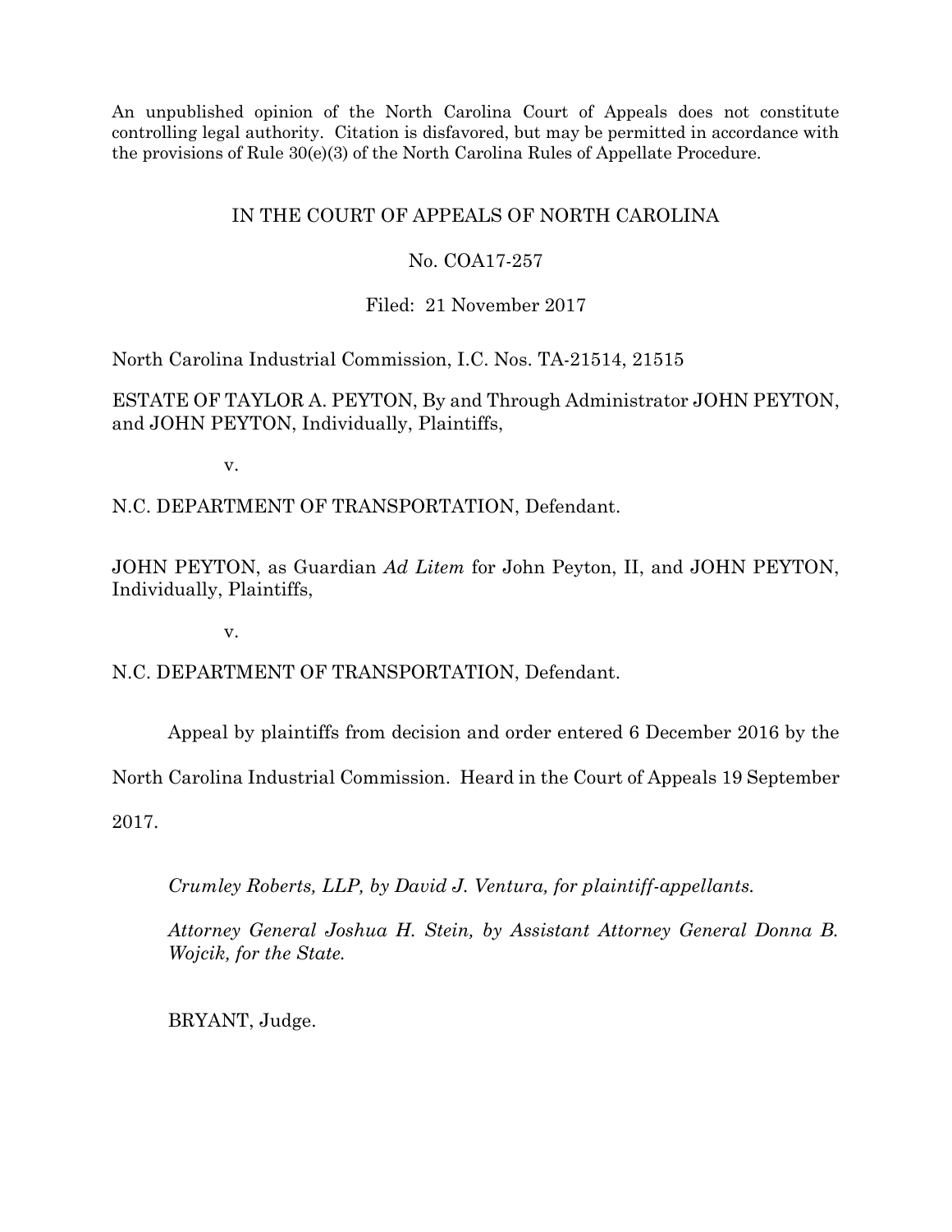An unpublished opinion of the North Carolina Court of Appeals does not constitute controlling legal authority. Citation is disfavored, but may be permitted in accordance with the provisions of Rule 30(e)(3) of the North Carolina Rules of Appellate Procedure.

IN THE COURT OF APPEALS OF NORTH CAROLINA

No. COA17-257

Filed: 21 November 2017

North Carolina Industrial Commission, I.C. Nos. TA-21514, 21515

ESTATE OF TAYLOR A. PEYTON, By and Through Administrator JOHN PEYTON, and JOHN PEYTON, Individually, Plaintiffs,

v.

N.C. DEPARTMENT OF TRANSPORTATION, Defendant.

JOHN PEYTON, as Guardian *Ad Litem* for John Peyton, II, and JOHN PEYTON, Individually, Plaintiffs,

v.

N.C. DEPARTMENT OF TRANSPORTATION, Defendant.

Appeal by plaintiffs from decision and order entered 6 December 2016 by the North Carolina Industrial Commission. Heard in the Court of Appeals 19 September 2017.

*Crumley Roberts, LLP, by David J. Ventura, for plaintiff-appellants.*

*Attorney General Joshua H. Stein, by Assistant Attorney General Donna B. Wojcik, for the State.*

BRYANT, Judge.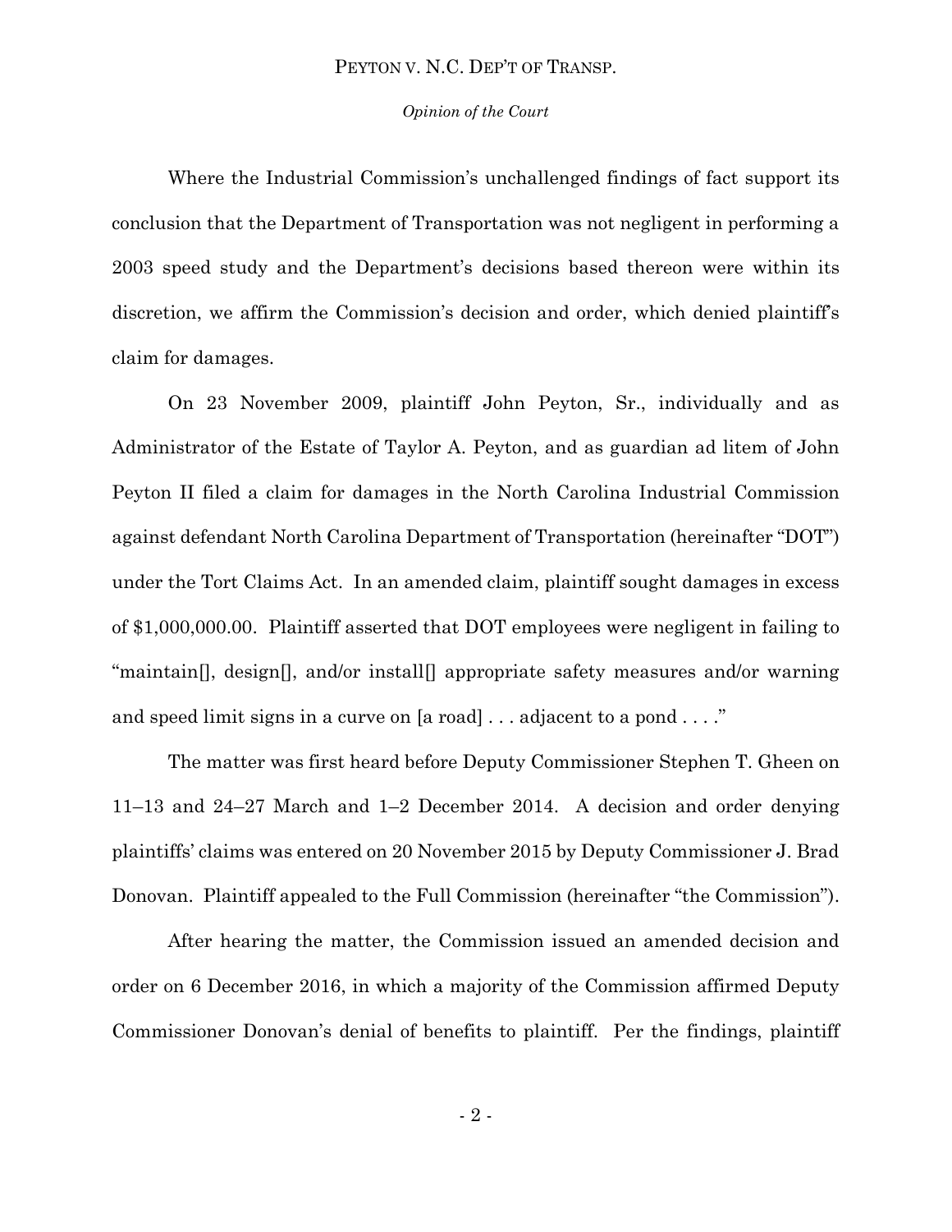Where the Industrial Commission's unchallenged findings of fact support its conclusion that the Department of Transportation was not negligent in performing a 2003 speed study and the Department's decisions based thereon were within its discretion, we affirm the Commission's decision and order, which denied plaintiff's claim for damages.

On 23 November 2009, plaintiff John Peyton, Sr., individually and as Administrator of the Estate of Taylor A. Peyton, and as guardian ad litem of John Peyton II filed a claim for damages in the North Carolina Industrial Commission against defendant North Carolina Department of Transportation (hereinafter "DOT") under the Tort Claims Act. In an amended claim, plaintiff sought damages in excess of $1,000,000.00. Plaintiff asserted that DOT employees were negligent in failing to "maintain[], design[], and/or install[] appropriate safety measures and/or warning and speed limit signs in a curve on [a road] . . . adjacent to a pond . . . ."

The matter was first heard before Deputy Commissioner Stephen T. Gheen on 11–13 and 24–27 March and 1–2 December 2014. A decision and order denying plaintiffs' claims was entered on 20 November 2015 by Deputy Commissioner J. Brad Donovan. Plaintiff appealed to the Full Commission (hereinafter "the Commission").

After hearing the matter, the Commission issued an amended decision and order on 6 December 2016, in which a majority of the Commission affirmed Deputy Commissioner Donovan's denial of benefits to plaintiff. Per the findings, plaintiff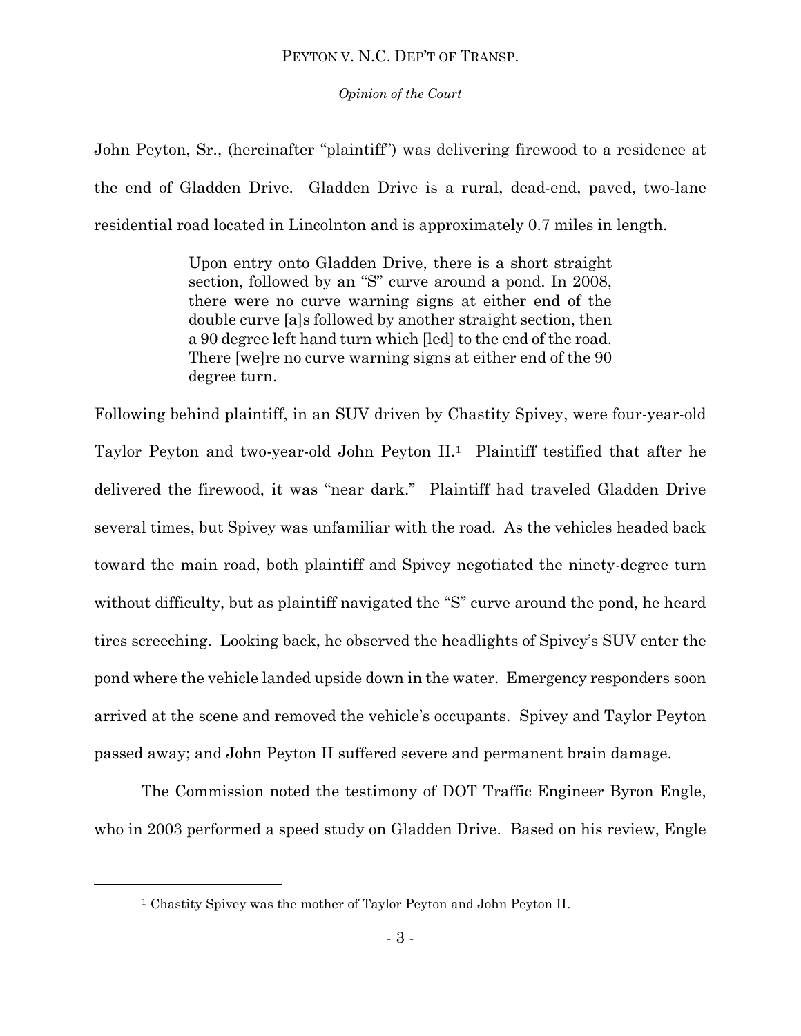John Peyton, Sr., (hereinafter "plaintiff") was delivering firewood to a residence at the end of Gladden Drive. Gladden Drive is a rural, dead-end, paved, two-lane residential road located in Lincolnton and is approximately 0.7 miles in length.

> Upon entry onto Gladden Drive, there is a short straight section, followed by an "S" curve around a pond. In 2008, there were no curve warning signs at either end of the double curve [a]s followed by another straight section, then a 90 degree left hand turn which [led] to the end of the road. There [we]re no curve warning signs at either end of the 90 degree turn.

Following behind plaintiff, in an SUV driven by Chastity Spivey, were four-year-old Taylor Peyton and two-year-old John Peyton II.[1] Plaintiff testified that after he delivered the firewood, it was "near dark." Plaintiff had traveled Gladden Drive several times, but Spivey was unfamiliar with the road. As the vehicles headed back toward the main road, both plaintiff and Spivey negotiated the ninety-degree turn without difficulty, but as plaintiff navigated the "S" curve around the pond, he heard tires screeching. Looking back, he observed the headlights of Spivey's SUV enter the pond where the vehicle landed upside down in the water. Emergency responders soon arrived at the scene and removed the vehicle's occupants. Spivey and Taylor Peyton passed away; and John Peyton II suffered severe and permanent brain damage.

The Commission noted the testimony of DOT Traffic Engineer Byron Engle, who in 2003 performed a speed study on Gladden Drive. Based on his review, Engle

[1] Chastity Spivey was the mother of Taylor Peyton and John Peyton II.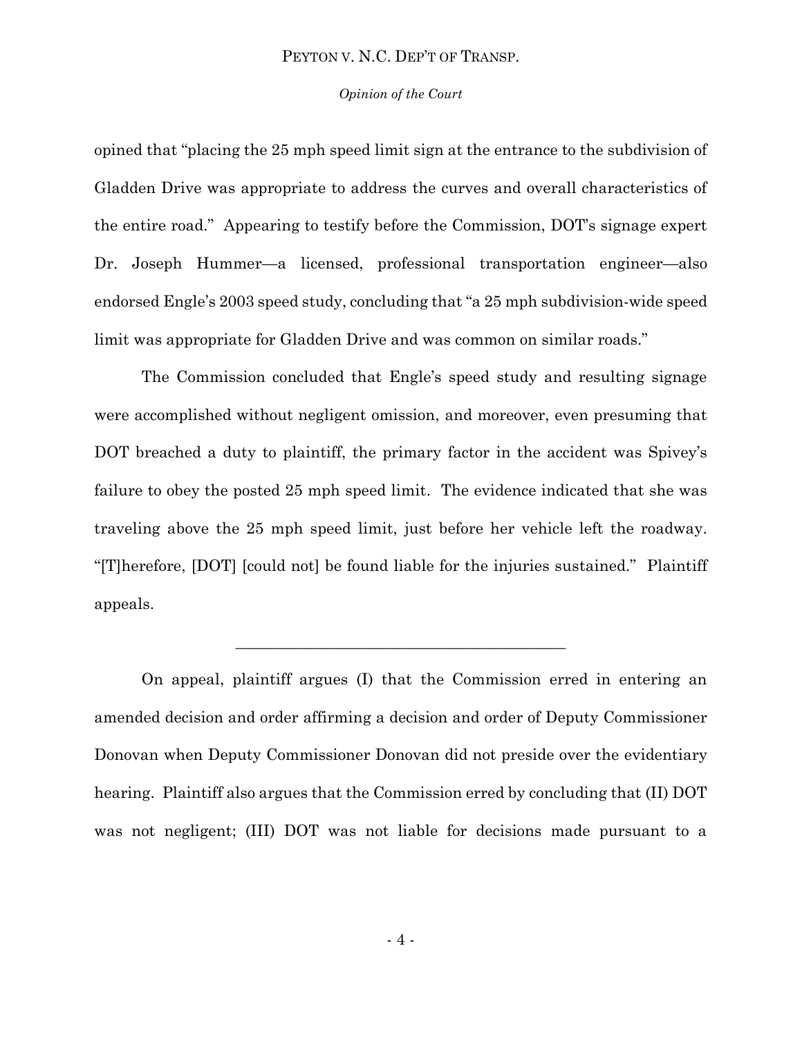opined that "placing the 25 mph speed limit sign at the entrance to the subdivision of Gladden Drive was appropriate to address the curves and overall characteristics of the entire road." Appearing to testify before the Commission, DOT's signage expert Dr. Joseph Hummer—a licensed, professional transportation engineer—also endorsed Engle's 2003 speed study, concluding that "a 25 mph subdivision-wide speed limit was appropriate for Gladden Drive and was common on similar roads."

The Commission concluded that Engle's speed study and resulting signage were accomplished without negligent omission, and moreover, even presuming that DOT breached a duty to plaintiff, the primary factor in the accident was Spivey's failure to obey the posted 25 mph speed limit. The evidence indicated that she was traveling above the 25 mph speed limit, just before her vehicle left the roadway. "[T]herefore, [DOT] [could not] be found liable for the injuries sustained." Plaintiff appeals.

---

On appeal, plaintiff argues (I) that the Commission erred in entering an amended decision and order affirming a decision and order of Deputy Commissioner Donovan when Deputy Commissioner Donovan did not preside over the evidentiary hearing. Plaintiff also argues that the Commission erred by concluding that (II) DOT was not negligent; (III) DOT was not liable for decisions made pursuant to a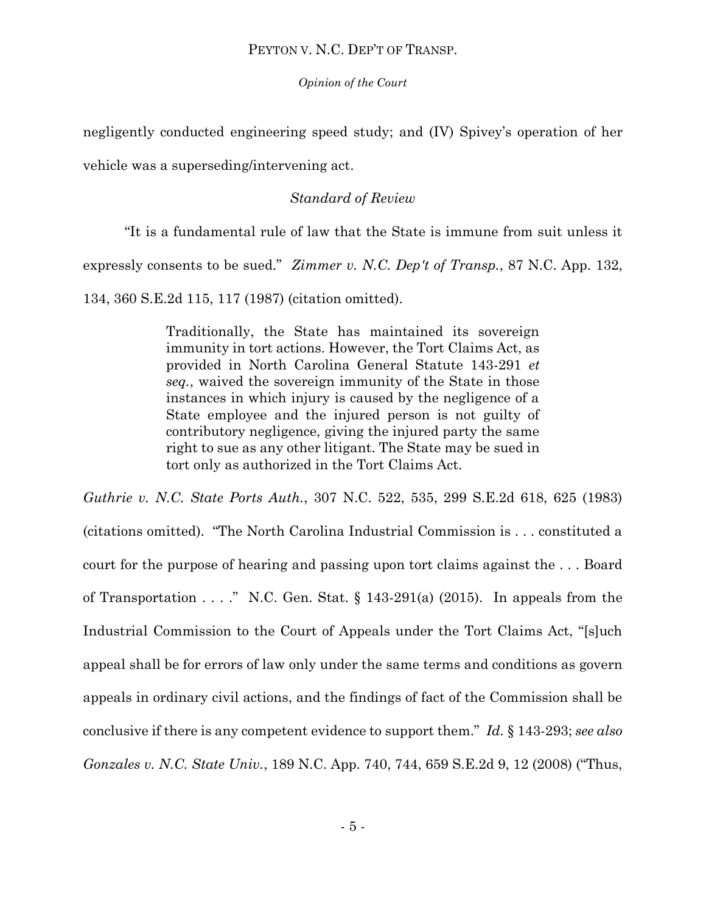negligently conducted engineering speed study; and (IV) Spivey's operation of her vehicle was a superseding/intervening act.

*Standard of Review*

"It is a fundamental rule of law that the State is immune from suit unless it expressly consents to be sued." *Zimmer v. N.C. Dep't of Transp.*, 87 N.C. App. 132, 134, 360 S.E.2d 115, 117 (1987) (citation omitted).

> Traditionally, the State has maintained its sovereign immunity in tort actions. However, the Tort Claims Act, as provided in North Carolina General Statute 143-291 *et seq.*, waived the sovereign immunity of the State in those instances in which injury is caused by the negligence of a State employee and the injured person is not guilty of contributory negligence, giving the injured party the same right to sue as any other litigant. The State may be sued in tort only as authorized in the Tort Claims Act.

*Guthrie v. N.C. State Ports Auth.*, 307 N.C. 522, 535, 299 S.E.2d 618, 625 (1983) (citations omitted). "The North Carolina Industrial Commission is . . . constituted a court for the purpose of hearing and passing upon tort claims against the . . . Board of Transportation . . . ." N.C. Gen. Stat. § 143-291(a) (2015). In appeals from the Industrial Commission to the Court of Appeals under the Tort Claims Act, "[s]uch appeal shall be for errors of law only under the same terms and conditions as govern appeals in ordinary civil actions, and the findings of fact of the Commission shall be conclusive if there is any competent evidence to support them." *Id.* § 143-293; *see also Gonzales v. N.C. State Univ.*, 189 N.C. App. 740, 744, 659 S.E.2d 9, 12 (2008) ("Thus,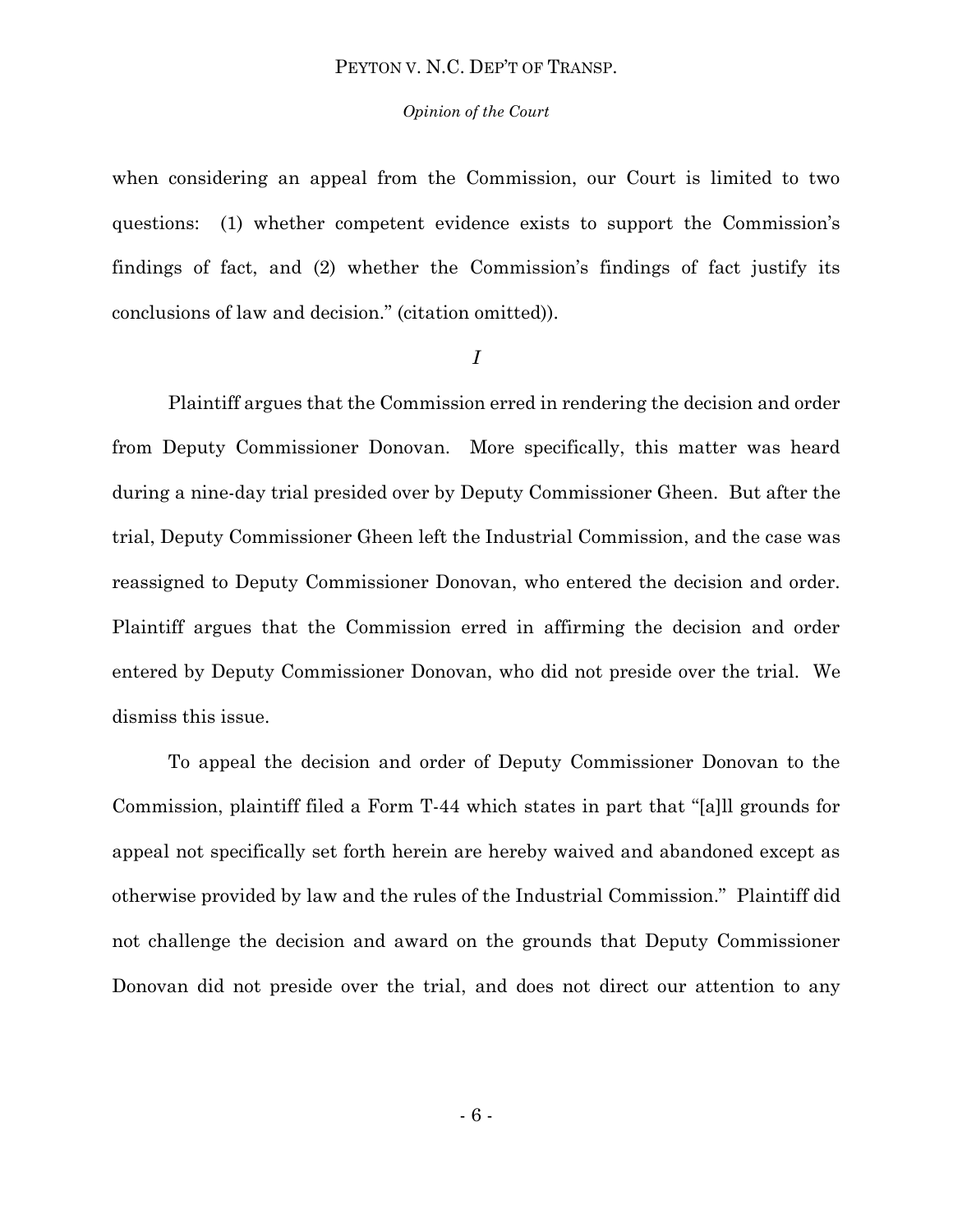when considering an appeal from the Commission, our Court is limited to two questions: (1) whether competent evidence exists to support the Commission's findings of fact, and (2) whether the Commission's findings of fact justify its conclusions of law and decision." (citation omitted)).

*I*

Plaintiff argues that the Commission erred in rendering the decision and order from Deputy Commissioner Donovan. More specifically, this matter was heard during a nine-day trial presided over by Deputy Commissioner Gheen. But after the trial, Deputy Commissioner Gheen left the Industrial Commission, and the case was reassigned to Deputy Commissioner Donovan, who entered the decision and order. Plaintiff argues that the Commission erred in affirming the decision and order entered by Deputy Commissioner Donovan, who did not preside over the trial. We dismiss this issue.

To appeal the decision and order of Deputy Commissioner Donovan to the Commission, plaintiff filed a Form T-44 which states in part that "[a]ll grounds for appeal not specifically set forth herein are hereby waived and abandoned except as otherwise provided by law and the rules of the Industrial Commission." Plaintiff did not challenge the decision and award on the grounds that Deputy Commissioner Donovan did not preside over the trial, and does not direct our attention to any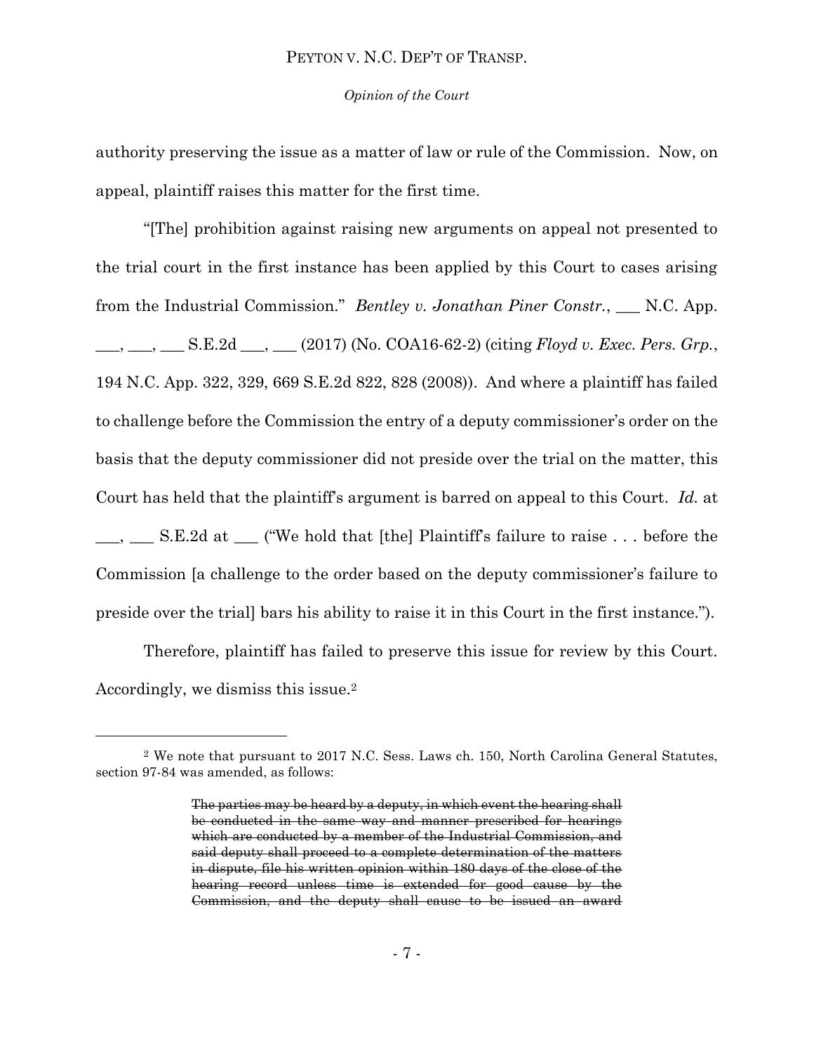authority preserving the issue as a matter of law or rule of the Commission. Now, on appeal, plaintiff raises this matter for the first time.

"[The] prohibition against raising new arguments on appeal not presented to the trial court in the first instance has been applied by this Court to cases arising from the Industrial Commission." *Bentley v. Jonathan Piner Constr.*, ___ N.C. App. ___, ___, ___ S.E.2d ___, ___ (2017) (No. COA16-62-2) (citing *Floyd v. Exec. Pers. Grp.*, 194 N.C. App. 322, 329, 669 S.E.2d 822, 828 (2008)). And where a plaintiff has failed to challenge before the Commission the entry of a deputy commissioner's order on the basis that the deputy commissioner did not preside over the trial on the matter, this Court has held that the plaintiff's argument is barred on appeal to this Court. *Id.* at ___, ___ S.E.2d at ___ ("We hold that [the] Plaintiff's failure to raise . . . before the Commission [a challenge to the order based on the deputy commissioner's failure to preside over the trial] bars his ability to raise it in this Court in the first instance.").

Therefore, plaintiff has failed to preserve this issue for review by this Court. Accordingly, we dismiss this issue.[2]

---

[2] We note that pursuant to 2017 N.C. Sess. Laws ch. 150, North Carolina General Statutes, section 97-84 was amended, as follows:

> ~~The parties may be heard by a deputy, in which event the hearing shall be conducted in the same way and manner prescribed for hearings which are conducted by a member of the Industrial Commission, and said deputy shall proceed to a complete determination of the matters in dispute, file his written opinion within 180 days of the close of the hearing record unless time is extended for good cause by the Commission, and the deputy shall cause to be issued an award~~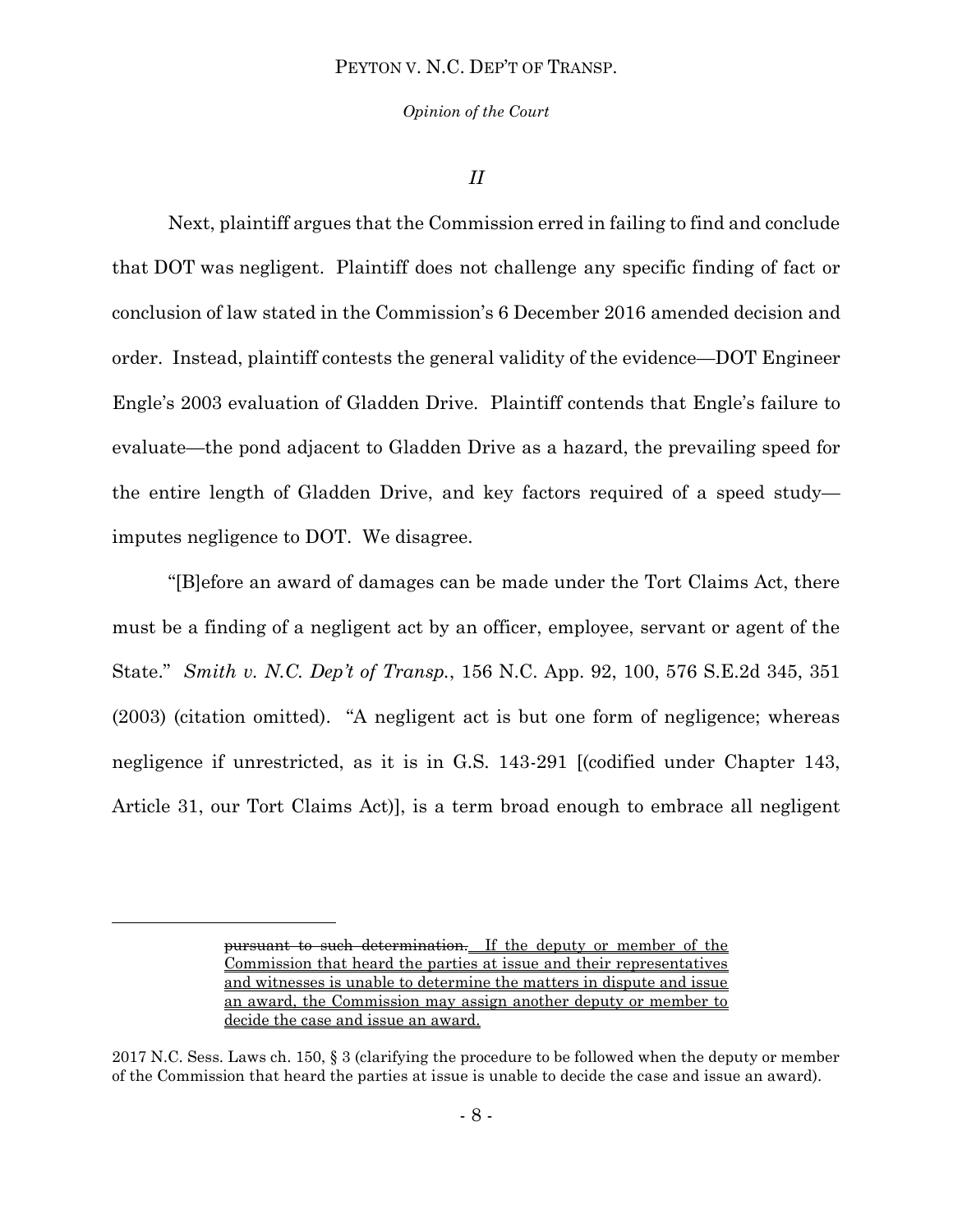*II*

Next, plaintiff argues that the Commission erred in failing to find and conclude that DOT was negligent. Plaintiff does not challenge any specific finding of fact or conclusion of law stated in the Commission's 6 December 2016 amended decision and order. Instead, plaintiff contests the general validity of the evidence—DOT Engineer Engle's 2003 evaluation of Gladden Drive. Plaintiff contends that Engle's failure to evaluate—the pond adjacent to Gladden Drive as a hazard, the prevailing speed for the entire length of Gladden Drive, and key factors required of a speed study—imputes negligence to DOT. We disagree.

"[B]efore an award of damages can be made under the Tort Claims Act, there must be a finding of a negligent act by an officer, employee, servant or agent of the State." *Smith v. N.C. Dep't of Transp.*, 156 N.C. App. 92, 100, 576 S.E.2d 345, 351 (2003) (citation omitted). "A negligent act is but one form of negligence; whereas negligence if unrestricted, as it is in G.S. 143-291 [(codified under Chapter 143, Article 31, our Tort Claims Act)], is a term broad enough to embrace all negligent

---

> ~~pursuant to such determination.~~ If the deputy or member of the Commission that heard the parties at issue and their representatives and witnesses is unable to determine the matters in dispute and issue an award, the Commission may assign another deputy or member to decide the case and issue an award.

2017 N.C. Sess. Laws ch. 150, § 3 (clarifying the procedure to be followed when the deputy or member of the Commission that heard the parties at issue is unable to decide the case and issue an award).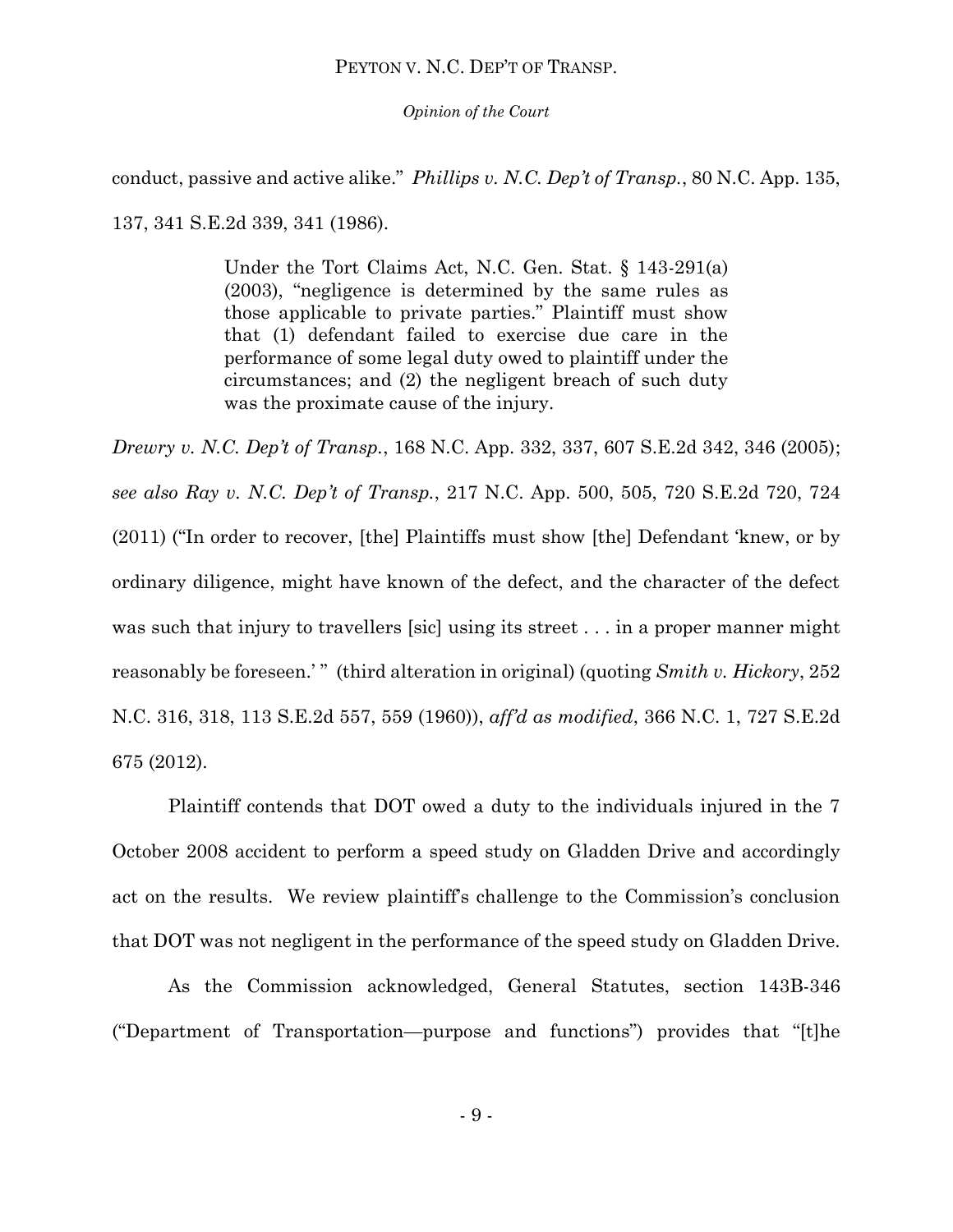conduct, passive and active alike." *Phillips v. N.C. Dep't of Transp.*, 80 N.C. App. 135, 137, 341 S.E.2d 339, 341 (1986).

> Under the Tort Claims Act, N.C. Gen. Stat. § 143-291(a) (2003), "negligence is determined by the same rules as those applicable to private parties." Plaintiff must show that (1) defendant failed to exercise due care in the performance of some legal duty owed to plaintiff under the circumstances; and (2) the negligent breach of such duty was the proximate cause of the injury.

*Drewry v. N.C. Dep't of Transp.*, 168 N.C. App. 332, 337, 607 S.E.2d 342, 346 (2005); *see also Ray v. N.C. Dep't of Transp.*, 217 N.C. App. 500, 505, 720 S.E.2d 720, 724 (2011) ("In order to recover, [the] Plaintiffs must show [the] Defendant 'knew, or by ordinary diligence, might have known of the defect, and the character of the defect was such that injury to travellers [sic] using its street . . . in a proper manner might reasonably be foreseen.' " (third alteration in original) (quoting *Smith v. Hickory*, 252 N.C. 316, 318, 113 S.E.2d 557, 559 (1960)), *aff'd as modified*, 366 N.C. 1, 727 S.E.2d 675 (2012).

Plaintiff contends that DOT owed a duty to the individuals injured in the 7 October 2008 accident to perform a speed study on Gladden Drive and accordingly act on the results. We review plaintiff's challenge to the Commission's conclusion that DOT was not negligent in the performance of the speed study on Gladden Drive.

As the Commission acknowledged, General Statutes, section 143B-346 ("Department of Transportation—purpose and functions") provides that "[t]he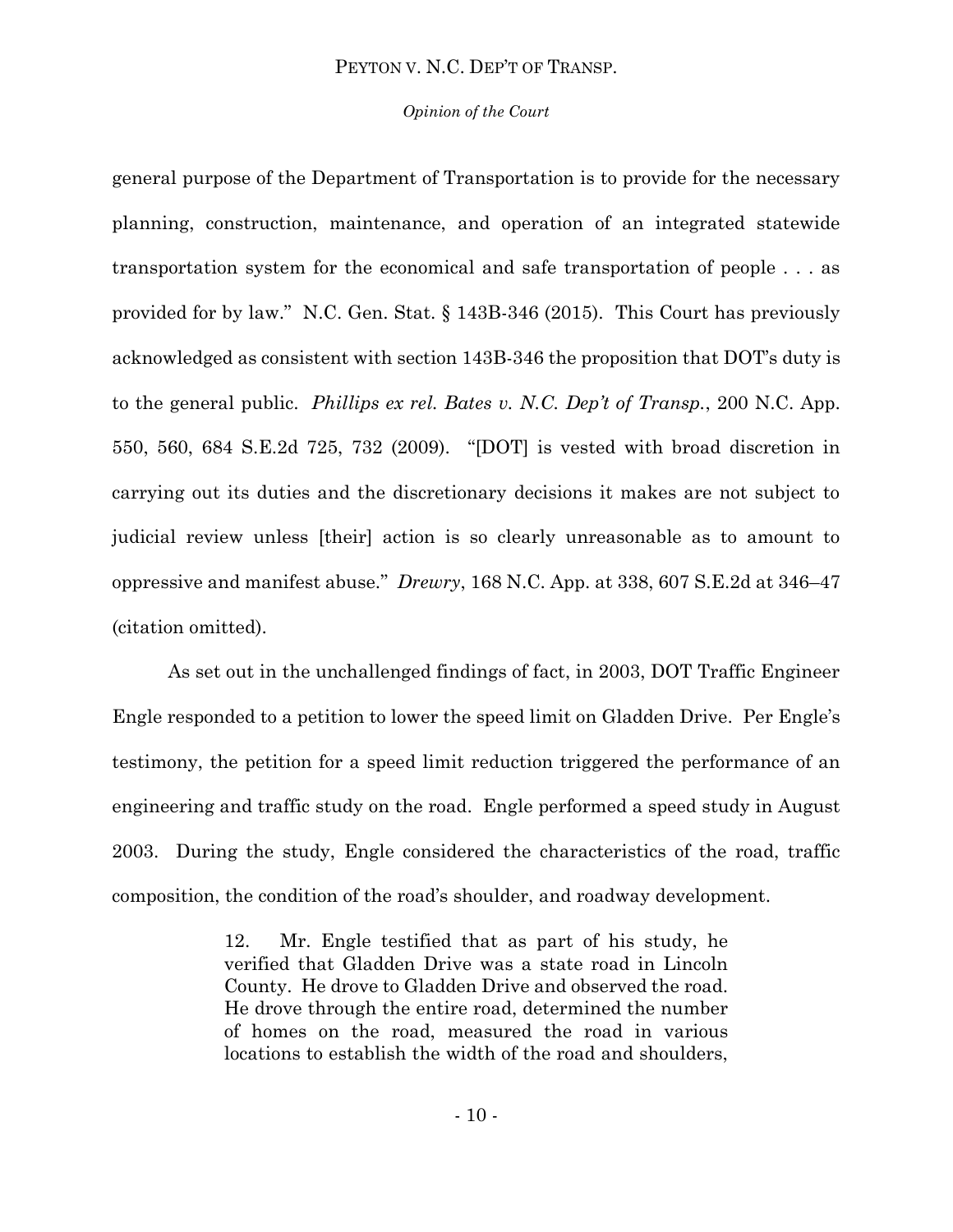general purpose of the Department of Transportation is to provide for the necessary planning, construction, maintenance, and operation of an integrated statewide transportation system for the economical and safe transportation of people . . . as provided for by law." N.C. Gen. Stat. § 143B-346 (2015). This Court has previously acknowledged as consistent with section 143B-346 the proposition that DOT's duty is to the general public. *Phillips ex rel. Bates v. N.C. Dep't of Transp.*, 200 N.C. App. 550, 560, 684 S.E.2d 725, 732 (2009). "[DOT] is vested with broad discretion in carrying out its duties and the discretionary decisions it makes are not subject to judicial review unless [their] action is so clearly unreasonable as to amount to oppressive and manifest abuse." *Drewry*, 168 N.C. App. at 338, 607 S.E.2d at 346–47 (citation omitted).

As set out in the unchallenged findings of fact, in 2003, DOT Traffic Engineer Engle responded to a petition to lower the speed limit on Gladden Drive. Per Engle's testimony, the petition for a speed limit reduction triggered the performance of an engineering and traffic study on the road. Engle performed a speed study in August 2003. During the study, Engle considered the characteristics of the road, traffic composition, the condition of the road's shoulder, and roadway development.

> 12. Mr. Engle testified that as part of his study, he verified that Gladden Drive was a state road in Lincoln County. He drove to Gladden Drive and observed the road. He drove through the entire road, determined the number of homes on the road, measured the road in various locations to establish the width of the road and shoulders,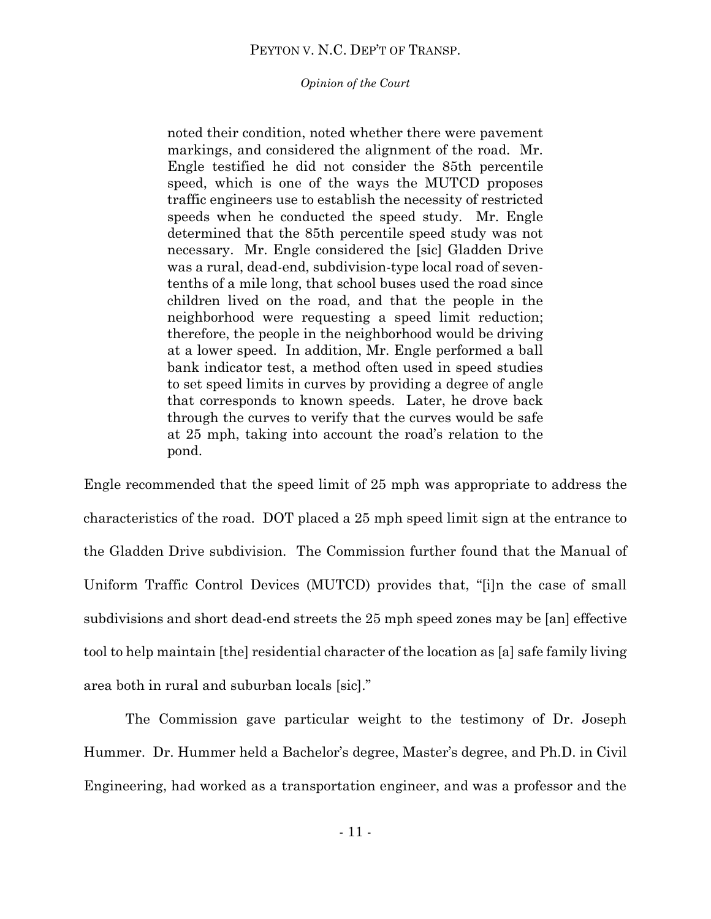> noted their condition, noted whether there were pavement markings, and considered the alignment of the road. Mr. Engle testified he did not consider the 85th percentile speed, which is one of the ways the MUTCD proposes traffic engineers use to establish the necessity of restricted speeds when he conducted the speed study. Mr. Engle determined that the 85th percentile speed study was not necessary. Mr. Engle considered the [sic] Gladden Drive was a rural, dead-end, subdivision-type local road of seven-tenths of a mile long, that school buses used the road since children lived on the road, and that the people in the neighborhood were requesting a speed limit reduction; therefore, the people in the neighborhood would be driving at a lower speed. In addition, Mr. Engle performed a ball bank indicator test, a method often used in speed studies to set speed limits in curves by providing a degree of angle that corresponds to known speeds. Later, he drove back through the curves to verify that the curves would be safe at 25 mph, taking into account the road's relation to the pond.

Engle recommended that the speed limit of 25 mph was appropriate to address the characteristics of the road. DOT placed a 25 mph speed limit sign at the entrance to the Gladden Drive subdivision. The Commission further found that the Manual of Uniform Traffic Control Devices (MUTCD) provides that, "[i]n the case of small subdivisions and short dead-end streets the 25 mph speed zones may be [an] effective tool to help maintain [the] residential character of the location as [a] safe family living area both in rural and suburban locals [sic]."

The Commission gave particular weight to the testimony of Dr. Joseph Hummer. Dr. Hummer held a Bachelor's degree, Master's degree, and Ph.D. in Civil Engineering, had worked as a transportation engineer, and was a professor and the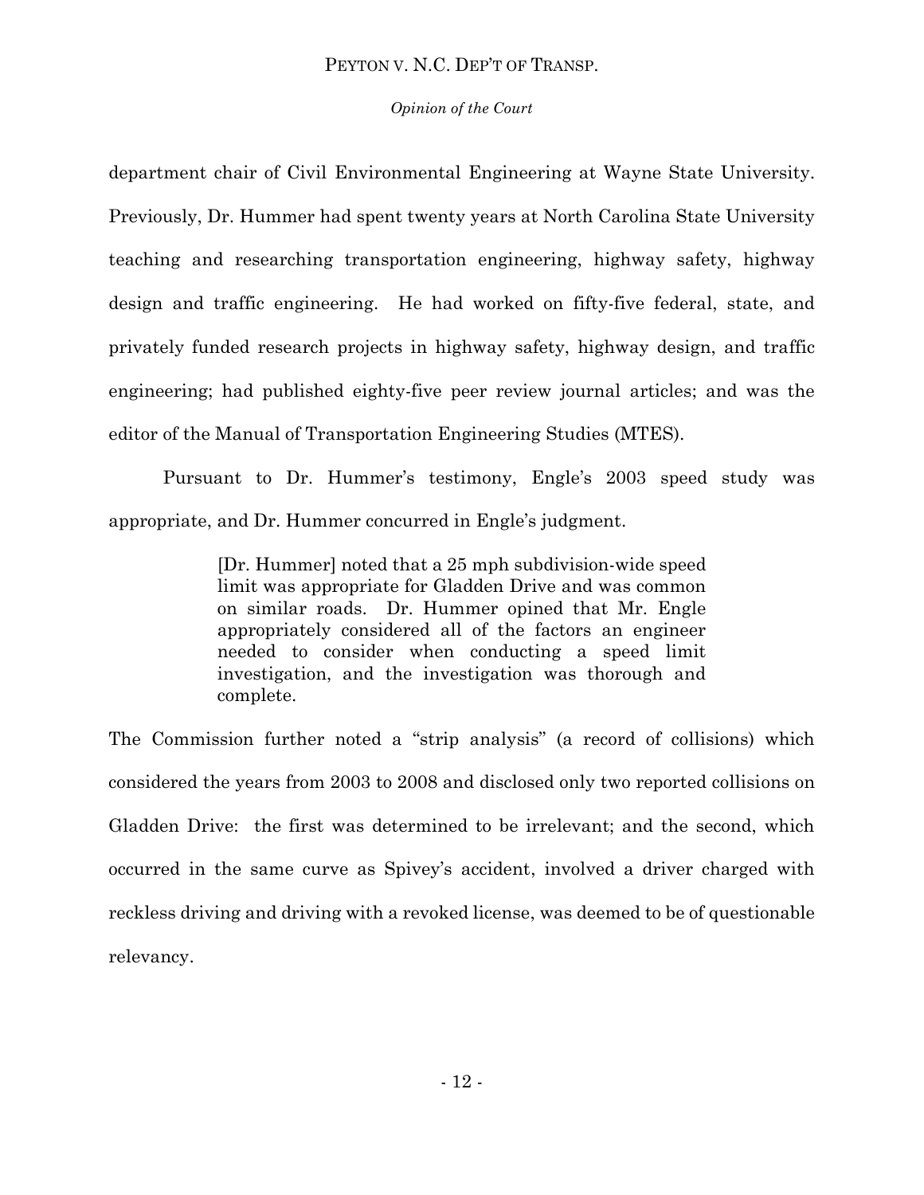department chair of Civil Environmental Engineering at Wayne State University. Previously, Dr. Hummer had spent twenty years at North Carolina State University teaching and researching transportation engineering, highway safety, highway design and traffic engineering. He had worked on fifty-five federal, state, and privately funded research projects in highway safety, highway design, and traffic engineering; had published eighty-five peer review journal articles; and was the editor of the Manual of Transportation Engineering Studies (MTES).

Pursuant to Dr. Hummer's testimony, Engle's 2003 speed study was appropriate, and Dr. Hummer concurred in Engle's judgment.

> [Dr. Hummer] noted that a 25 mph subdivision-wide speed limit was appropriate for Gladden Drive and was common on similar roads. Dr. Hummer opined that Mr. Engle appropriately considered all of the factors an engineer needed to consider when conducting a speed limit investigation, and the investigation was thorough and complete.

The Commission further noted a "strip analysis" (a record of collisions) which considered the years from 2003 to 2008 and disclosed only two reported collisions on Gladden Drive: the first was determined to be irrelevant; and the second, which occurred in the same curve as Spivey's accident, involved a driver charged with reckless driving and driving with a revoked license, was deemed to be of questionable relevancy.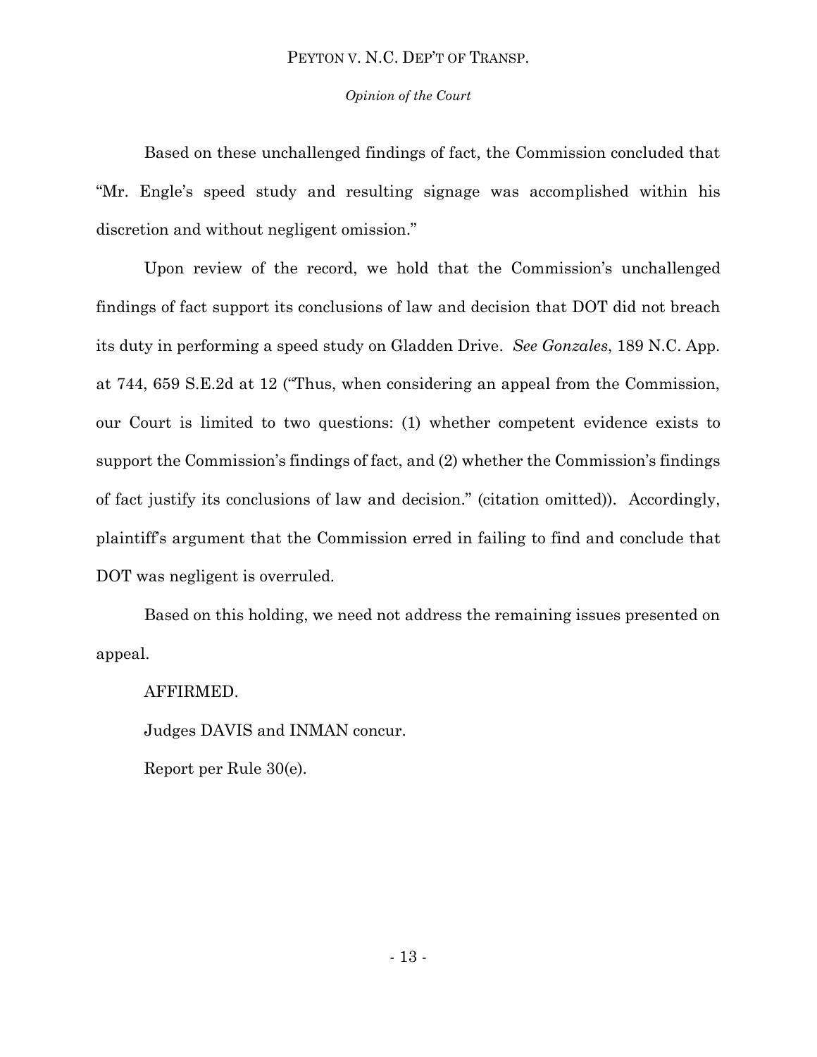Based on these unchallenged findings of fact, the Commission concluded that "Mr. Engle's speed study and resulting signage was accomplished within his discretion and without negligent omission."

Upon review of the record, we hold that the Commission's unchallenged findings of fact support its conclusions of law and decision that DOT did not breach its duty in performing a speed study on Gladden Drive. *See Gonzales*, 189 N.C. App. at 744, 659 S.E.2d at 12 ("Thus, when considering an appeal from the Commission, our Court is limited to two questions: (1) whether competent evidence exists to support the Commission's findings of fact, and (2) whether the Commission's findings of fact justify its conclusions of law and decision." (citation omitted)). Accordingly, plaintiff's argument that the Commission erred in failing to find and conclude that DOT was negligent is overruled.

Based on this holding, we need not address the remaining issues presented on appeal.

AFFIRMED.

Judges DAVIS and INMAN concur.

Report per Rule 30(e).